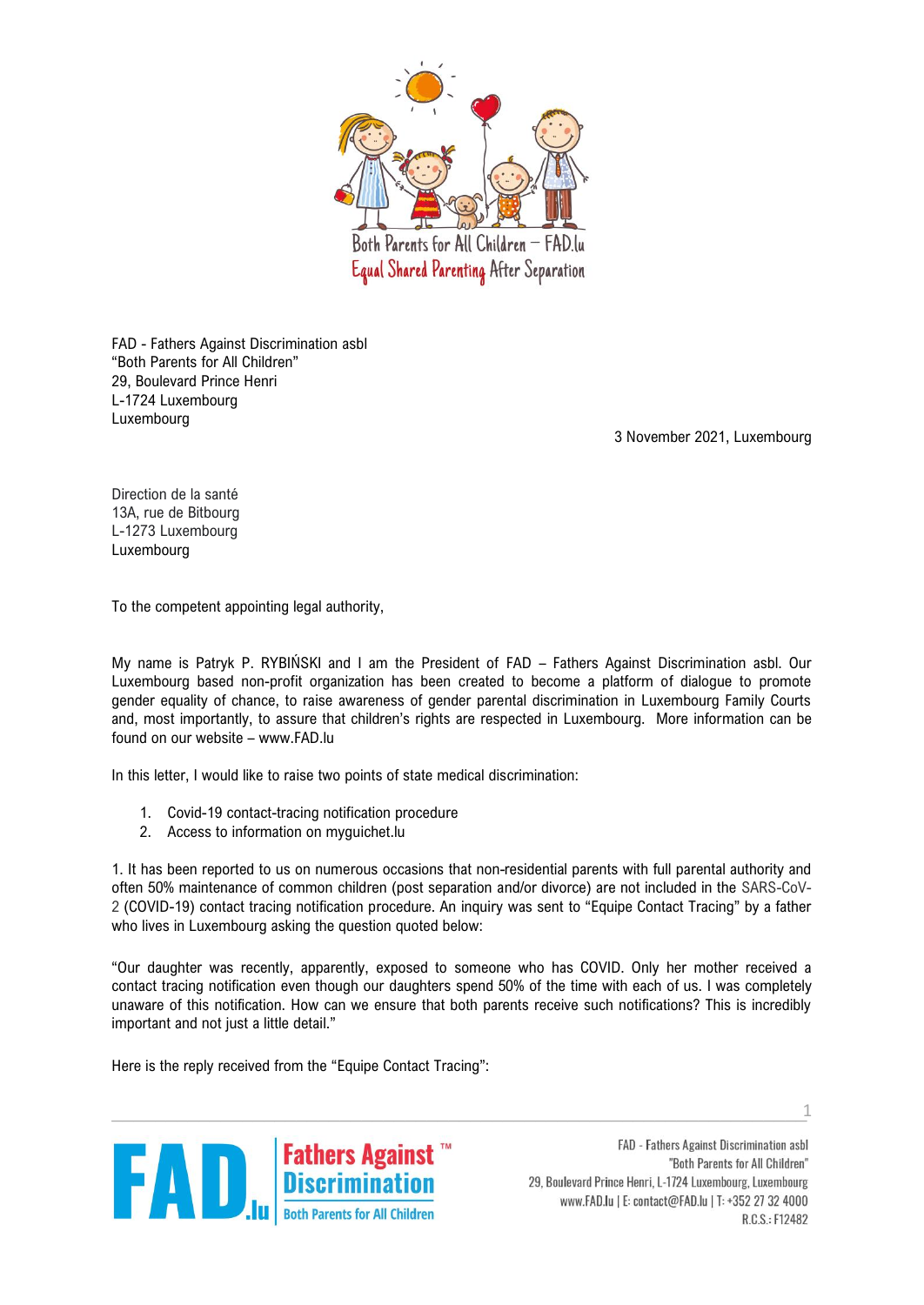Both Parents for All Children – FAD.lu
Equal Shared Parenting After Separation

FAD - Fathers Against Discrimination asbl
"Both Parents for All Children"
29, Boulevard Prince Henri
L-1724 Luxembourg
Luxembourg

3 November 2021, Luxembourg

Direction de la santé
13A, rue de Bitbourg
L-1273 Luxembourg
Luxembourg

To the competent appointing legal authority,

My name is Patryk P. RYBIŃSKI and I am the President of FAD – Fathers Against Discrimination asbl. Our Luxembourg based non-profit organization has been created to become a platform of dialogue to promote gender equality of chance, to raise awareness of gender parental discrimination in Luxembourg Family Courts and, most importantly, to assure that children's rights are respected in Luxembourg. More information can be found on our website – www.FAD.lu

In this letter, I would like to raise two points of state medical discrimination:

1. Covid-19 contact-tracing notification procedure
2. Access to information on myguichet.lu

1. It has been reported to us on numerous occasions that non-residential parents with full parental authority and often 50% maintenance of common children (post separation and/or divorce) are not included in the SARS-CoV-2 (COVID-19) contact tracing notification procedure. An inquiry was sent to "Equipe Contact Tracing" by a father who lives in Luxembourg asking the question quoted below:

"Our daughter was recently, apparently, exposed to someone who has COVID. Only her mother received a contact tracing notification even though our daughters spend 50% of the time with each of us. I was completely unaware of this notification. How can we ensure that both parents receive such notifications? This is incredibly important and not just a little detail."

Here is the reply received from the "Equipe Contact Tracing":

FAD.lu Fathers Against Discrimination™ Both Parents for All Children

FAD - Fathers Against Discrimination asbl
"Both Parents for All Children"
29, Boulevard Prince Henri, L-1724 Luxembourg, Luxembourg
www.FAD.lu | E: contact@FAD.lu | T: +352 27 32 4000
R.C.S.: F12482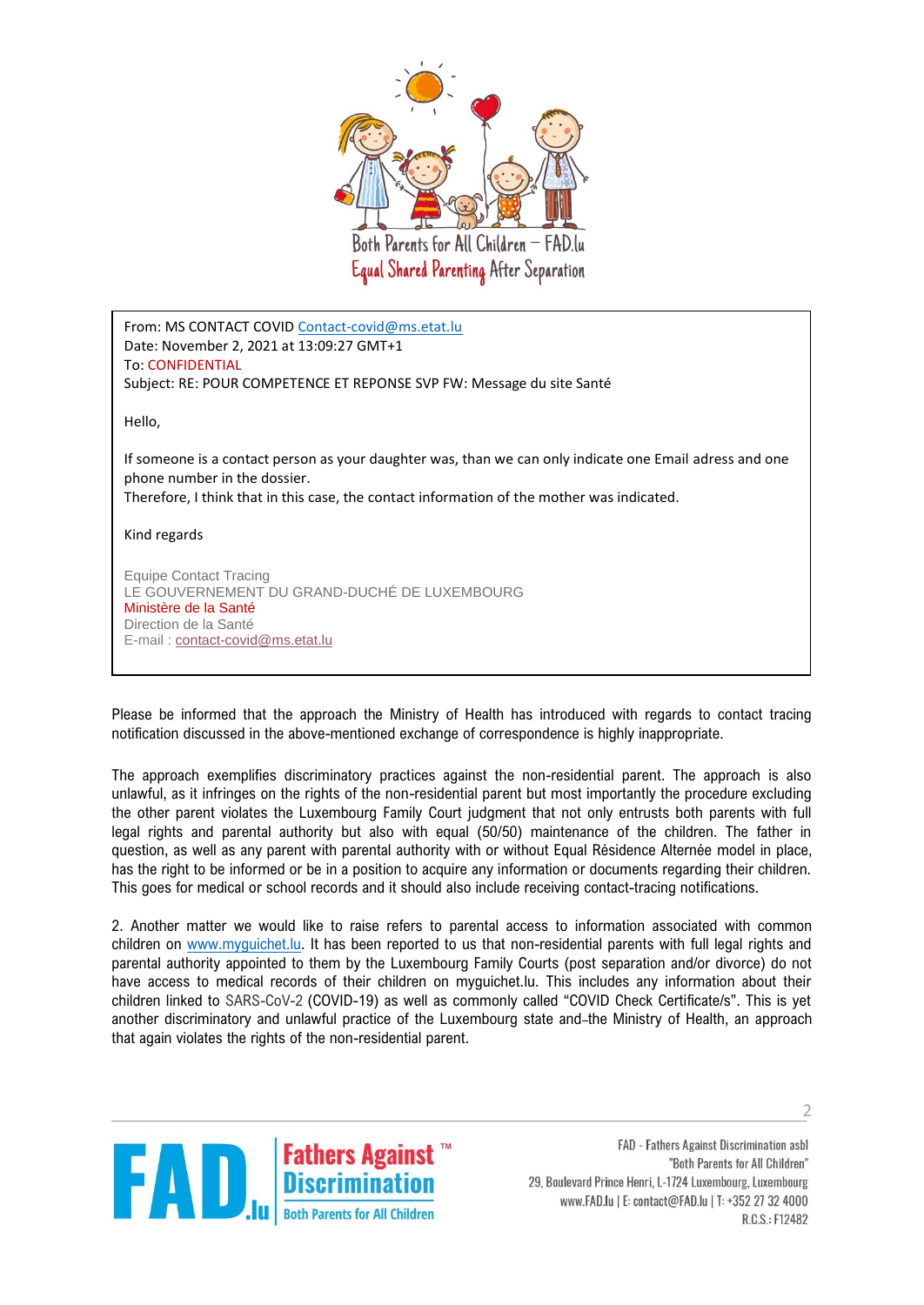Both Parents for All Children – FAD.lu
Equal Shared Parenting After Separation

> From: MS CONTACT COVID Contact-covid@ms.etat.lu
> Date: November 2, 2021 at 13:09:27 GMT+1
> To: CONFIDENTIAL
> Subject: RE: POUR COMPETENCE ET REPONSE SVP FW: Message du site Santé
>
> Hello,
>
> If someone is a contact person as your daughter was, than we can only indicate one Email adress and one phone number in the dossier.
> Therefore, I think that in this case, the contact information of the mother was indicated.
>
> Kind regards
>
> Equipe Contact Tracing
> LE GOUVERNEMENT DU GRAND-DUCHÉ DE LUXEMBOURG
> Ministère de la Santé
> Direction de la Santé
> E-mail : contact-covid@ms.etat.lu

Please be informed that the approach the Ministry of Health has introduced with regards to contact tracing notification discussed in the above-mentioned exchange of correspondence is highly inappropriate.

The approach exemplifies discriminatory practices against the non-residential parent. The approach is also unlawful, as it infringes on the rights of the non-residential parent but most importantly the procedure excluding the other parent violates the Luxembourg Family Court judgment that not only entrusts both parents with full legal rights and parental authority but also with equal (50/50) maintenance of the children. The father in question, as well as any parent with parental authority with or without Equal Résidence Alternée model in place, has the right to be informed or be in a position to acquire any information or documents regarding their children. This goes for medical or school records and it should also include receiving contact-tracing notifications.

2. Another matter we would like to raise refers to parental access to information associated with common children on www.myguichet.lu. It has been reported to us that non-residential parents with full legal rights and parental authority appointed to them by the Luxembourg Family Courts (post separation and/or divorce) do not have access to medical records of their children on myguichet.lu. This includes any information about their children linked to SARS-CoV-2 (COVID-19) as well as commonly called "COVID Check Certificate/s". This is yet another discriminatory and unlawful practice of the Luxembourg state and the Ministry of Health, an approach that again violates the rights of the non-residential parent.

FAD.lu Fathers Against Discrimination™ Both Parents for All Children

FAD - Fathers Against Discrimination asbl
"Both Parents for All Children"
29, Boulevard Prince Henri, L-1724 Luxembourg, Luxembourg
www.FAD.lu | E: contact@FAD.lu | T: +352 27 32 4000
R.C.S.: F12482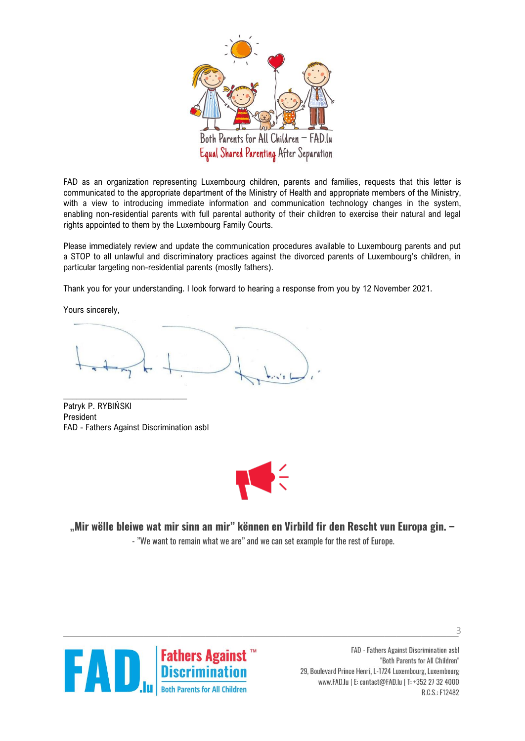Both Parents for All Children – FAD.lu
Equal Shared Parenting After Separation

FAD as an organization representing Luxembourg children, parents and families, requests that this letter is communicated to the appropriate department of the Ministry of Health and appropriate members of the Ministry, with a view to introducing immediate information and communication technology changes in the system, enabling non-residential parents with full parental authority of their children to exercise their natural and legal rights appointed to them by the Luxembourg Family Courts.

Please immediately review and update the communication procedures available to Luxembourg parents and put a STOP to all unlawful and discriminatory practices against the divorced parents of Luxembourg's children, in particular targeting non-residential parents (mostly fathers).

Thank you for your understanding. I look forward to hearing a response from you by 12 November 2021.

Yours sincerely,

\_\_\_\_\_\_\_\_\_\_\_\_\_\_\_\_\_\_\_\_\_\_\_\_\_\_\_\_\_\_

Patryk P. RYBIŃSKI
President
FAD - Fathers Against Discrimination asbl

**„Mir wëlle bleiwe wat mir sinn an mir" kënnen en Virbild fir den Rescht vun Europa gin. –**

- "We want to remain what we are" and we can set example for the rest of Europe.

FAD.lu Fathers Against Discrimination™ Both Parents for All Children

FAD - Fathers Against Discrimination asbl
"Both Parents for All Children"
29, Boulevard Prince Henri, L-1724 Luxembourg, Luxembourg
www.FAD.lu | E: contact@FAD.lu | T: +352 27 32 4000
R.C.S.: F12482